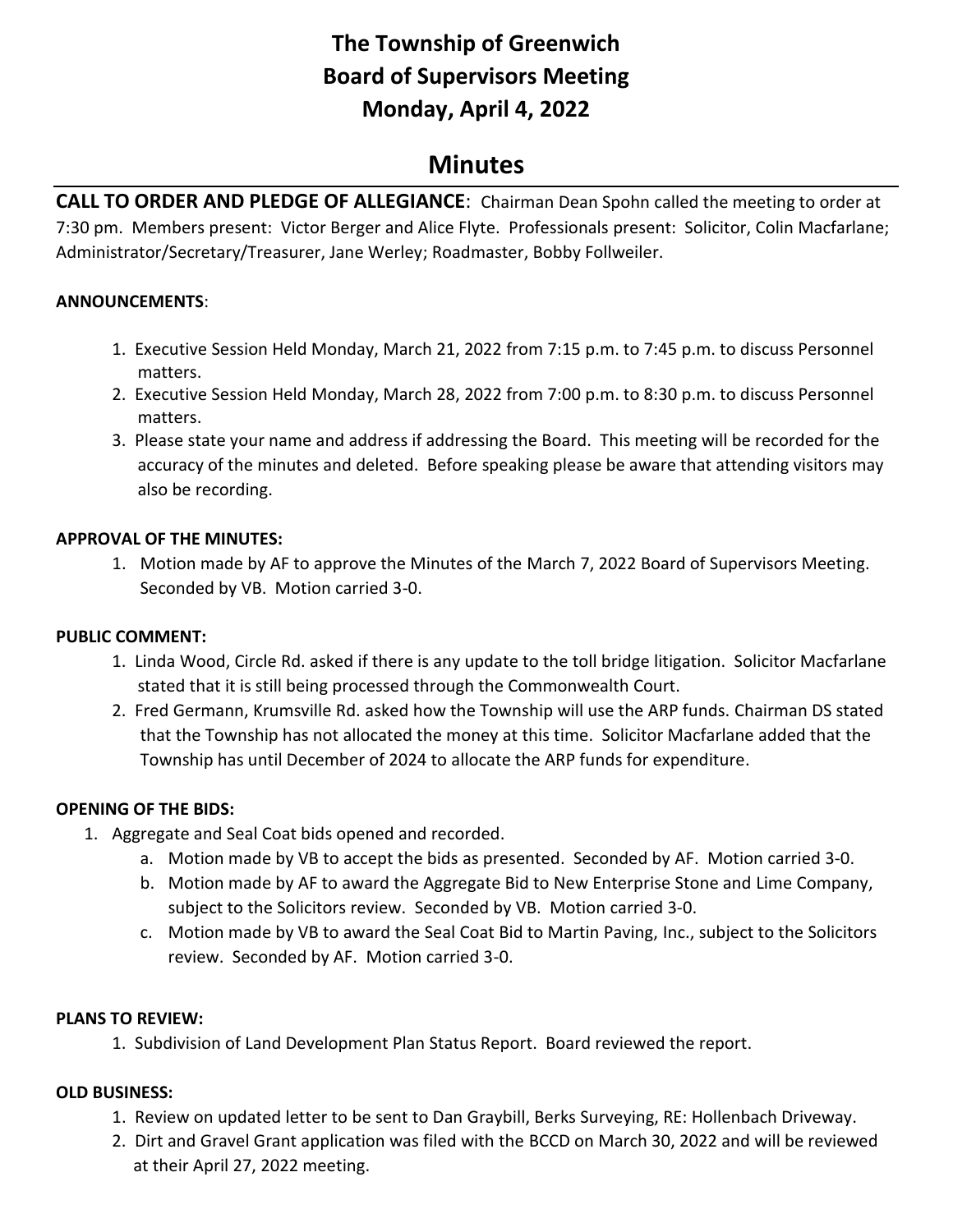# The Township of Greenwich
# Board of Supervisors Meeting
# Monday, April 4, 2022

## Minutes

**CALL TO ORDER AND PLEDGE OF ALLEGIANCE**: Chairman Dean Spohn called the meeting to order at 7:30 pm. Members present: Victor Berger and Alice Flyte. Professionals present: Solicitor, Colin Macfarlane; Administrator/Secretary/Treasurer, Jane Werley; Roadmaster, Bobby Follweiler.

**ANNOUNCEMENTS**:

1. Executive Session Held Monday, March 21, 2022 from 7:15 p.m. to 7:45 p.m. to discuss Personnel matters.
2. Executive Session Held Monday, March 28, 2022 from 7:00 p.m. to 8:30 p.m. to discuss Personnel matters.
3. Please state your name and address if addressing the Board. This meeting will be recorded for the accuracy of the minutes and deleted. Before speaking please be aware that attending visitors may also be recording.

**APPROVAL OF THE MINUTES:**

1. Motion made by AF to approve the Minutes of the March 7, 2022 Board of Supervisors Meeting. Seconded by VB. Motion carried 3-0.

**PUBLIC COMMENT:**

1. Linda Wood, Circle Rd. asked if there is any update to the toll bridge litigation. Solicitor Macfarlane stated that it is still being processed through the Commonwealth Court.
2. Fred Germann, Krumsville Rd. asked how the Township will use the ARP funds. Chairman DS stated that the Township has not allocated the money at this time. Solicitor Macfarlane added that the Township has until December of 2024 to allocate the ARP funds for expenditure.

**OPENING OF THE BIDS:**

1. Aggregate and Seal Coat bids opened and recorded.
   a. Motion made by VB to accept the bids as presented. Seconded by AF. Motion carried 3-0.
   b. Motion made by AF to award the Aggregate Bid to New Enterprise Stone and Lime Company, subject to the Solicitors review. Seconded by VB. Motion carried 3-0.
   c. Motion made by VB to award the Seal Coat Bid to Martin Paving, Inc., subject to the Solicitors review. Seconded by AF. Motion carried 3-0.

**PLANS TO REVIEW:**

1. Subdivision of Land Development Plan Status Report. Board reviewed the report.

**OLD BUSINESS:**

1. Review on updated letter to be sent to Dan Graybill, Berks Surveying, RE: Hollenbach Driveway.
2. Dirt and Gravel Grant application was filed with the BCCD on March 30, 2022 and will be reviewed at their April 27, 2022 meeting.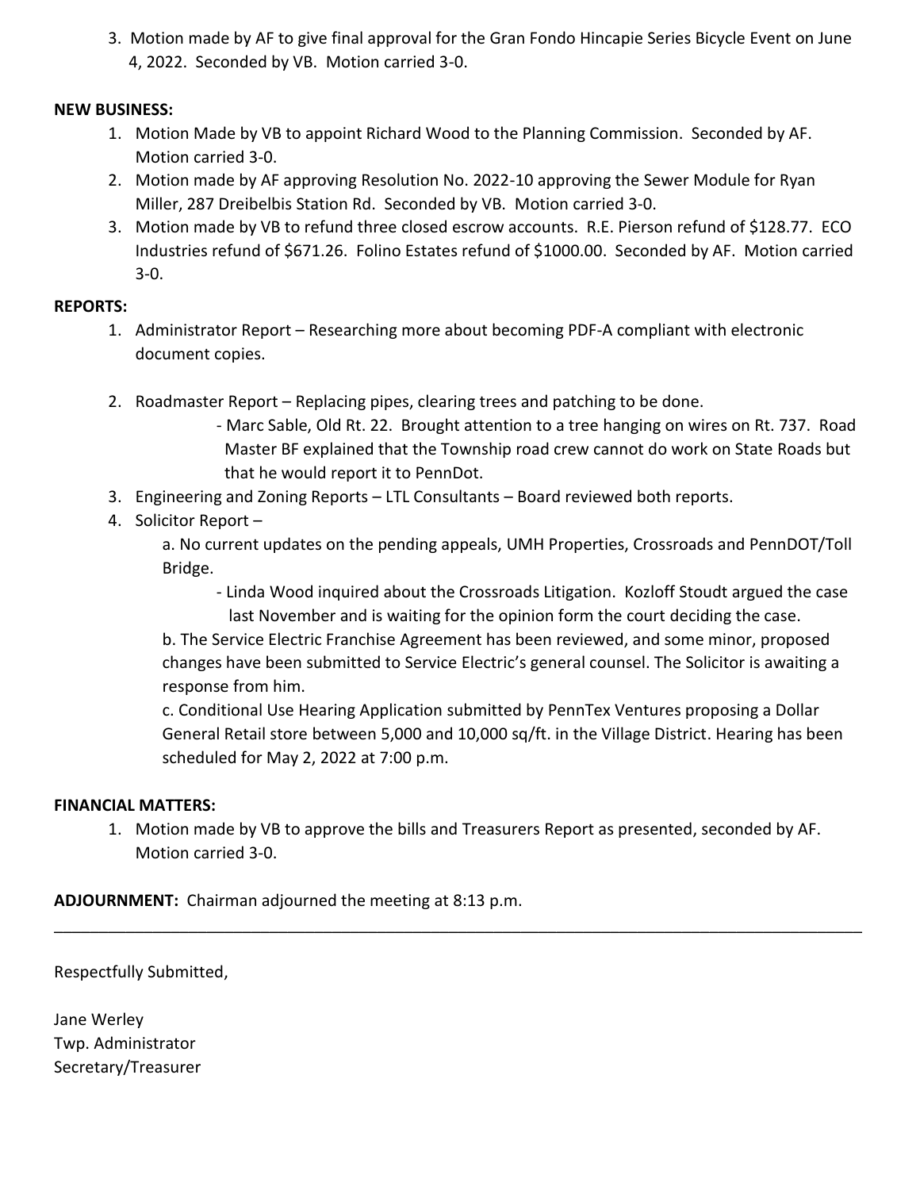3. Motion made by AF to give final approval for the Gran Fondo Hincapie Series Bicycle Event on June 4, 2022. Seconded by VB. Motion carried 3-0.

**NEW BUSINESS:**

1. Motion Made by VB to appoint Richard Wood to the Planning Commission. Seconded by AF. Motion carried 3-0.
2. Motion made by AF approving Resolution No. 2022-10 approving the Sewer Module for Ryan Miller, 287 Dreibelbis Station Rd. Seconded by VB. Motion carried 3-0.
3. Motion made by VB to refund three closed escrow accounts. R.E. Pierson refund of $128.77. ECO Industries refund of $671.26. Folino Estates refund of $1000.00. Seconded by AF. Motion carried 3-0.

**REPORTS:**

1. Administrator Report – Researching more about becoming PDF-A compliant with electronic document copies.

2. Roadmaster Report – Replacing pipes, clearing trees and patching to be done.
   - Marc Sable, Old Rt. 22. Brought attention to a tree hanging on wires on Rt. 737. Road Master BF explained that the Township road crew cannot do work on State Roads but that he would report it to PennDot.
3. Engineering and Zoning Reports – LTL Consultants – Board reviewed both reports.
4. Solicitor Report –

   a. No current updates on the pending appeals, UMH Properties, Crossroads and PennDOT/Toll Bridge.
   - Linda Wood inquired about the Crossroads Litigation. Kozloff Stoudt argued the case last November and is waiting for the opinion form the court deciding the case.

   b. The Service Electric Franchise Agreement has been reviewed, and some minor, proposed changes have been submitted to Service Electric's general counsel. The Solicitor is awaiting a response from him.

   c. Conditional Use Hearing Application submitted by PennTex Ventures proposing a Dollar General Retail store between 5,000 and 10,000 sq/ft. in the Village District. Hearing has been scheduled for May 2, 2022 at 7:00 p.m.

**FINANCIAL MATTERS:**

1. Motion made by VB to approve the bills and Treasurers Report as presented, seconded by AF. Motion carried 3-0.

**ADJOURNMENT:** Chairman adjourned the meeting at 8:13 p.m.

---

Respectfully Submitted,

Jane Werley
Twp. Administrator
Secretary/Treasurer